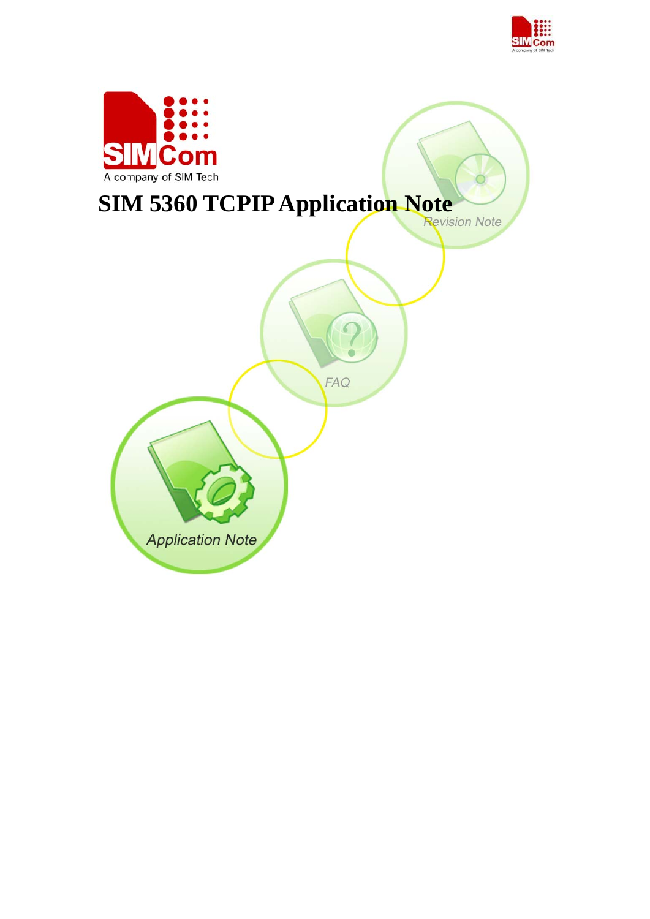# SIM 5360 TCPIP Application Note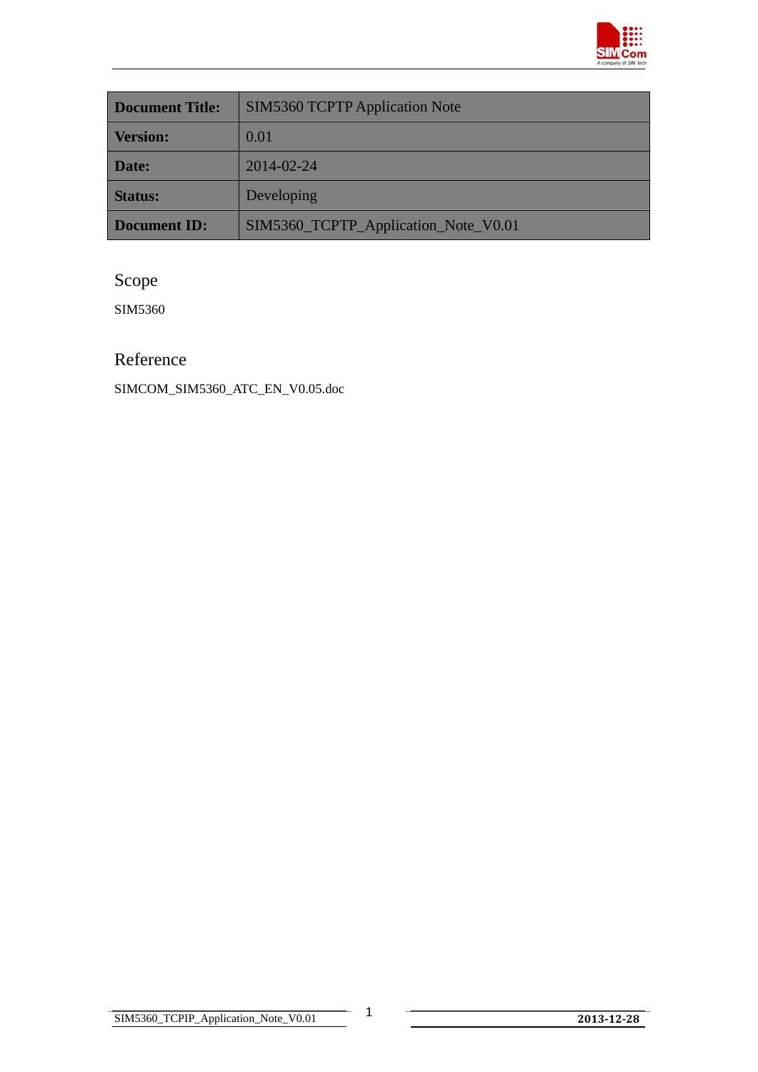| Document Title: | SIM5360 TCPTP Application Note |
|---|---|
| Version: | 0.01 |
| Date: | 2014-02-24 |
| Status: | Developing |
| Document ID: | SIM5360_TCPTP_Application_Note_V0.01 |

## Scope

SIM5360

## Reference

SIMCOM_SIM5360_ATC_EN_V0.05.doc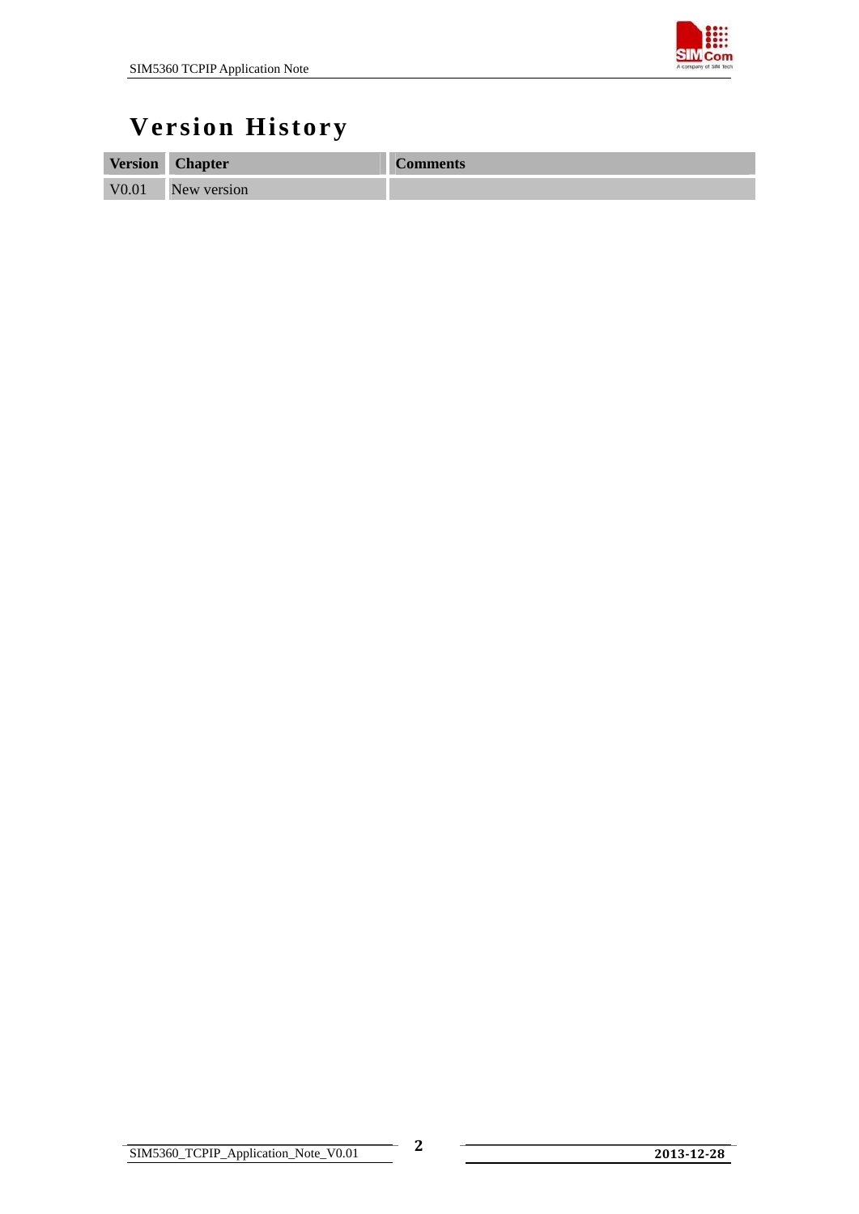# Version History

| Version | Chapter | Comments |
|---|---|---|
| V0.01 | New version | |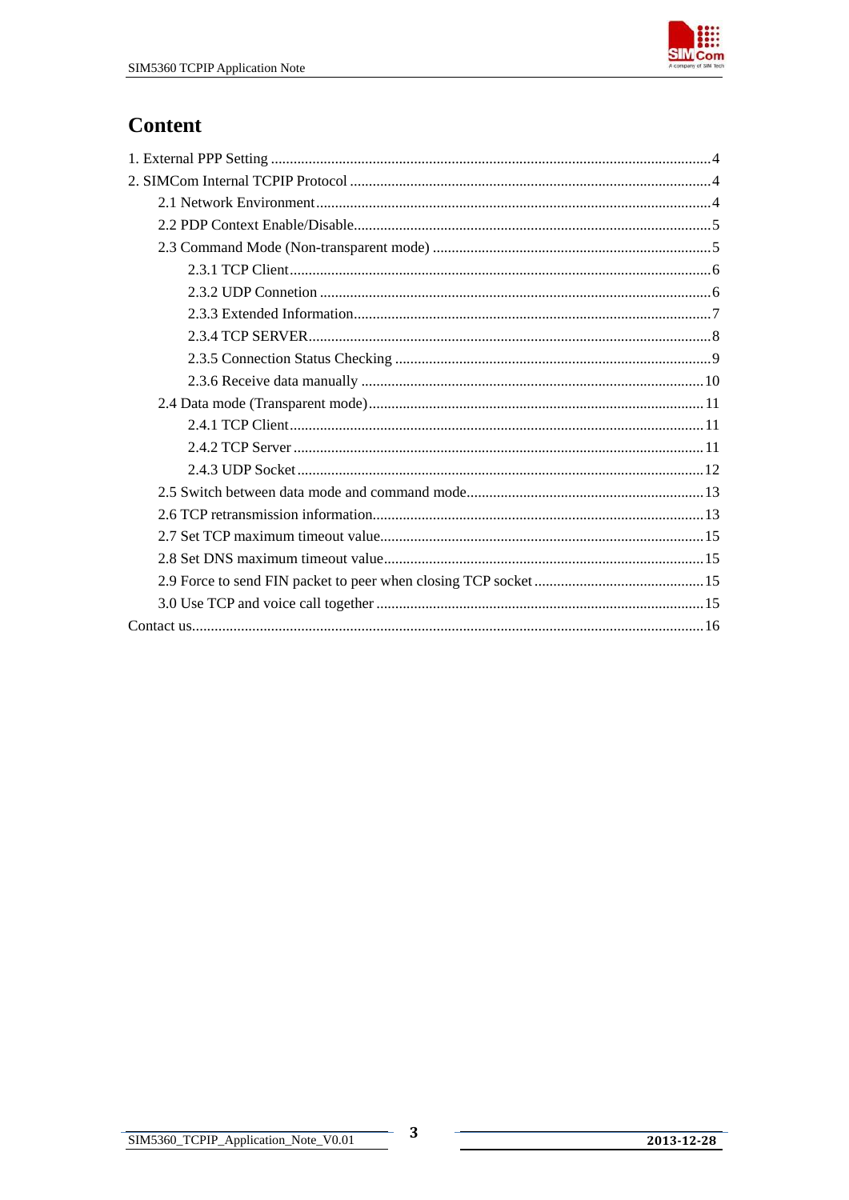# Content

1. External PPP Setting ....................................................................................................4
2. SIMCom Internal TCPIP Protocol ...............................................................................4
   - 2.1 Network Environment........................................................................................4
   - 2.2 PDP Context Enable/Disable..............................................................................5
   - 2.3 Command Mode (Non-transparent mode) ..........................................................5
     - 2.3.1 TCP Client...............................................................................................6
     - 2.3.2 UDP Connetion .......................................................................................6
     - 2.3.3 Extended Information..............................................................................7
     - 2.3.4 TCP SERVER..........................................................................................8
     - 2.3.5 Connection Status Checking ...................................................................9
     - 2.3.6 Receive data manually ..........................................................................10
   - 2.4 Data mode (Transparent mode)........................................................................11
     - 2.4.1 TCP Client.............................................................................................11
     - 2.4.2 TCP Server ............................................................................................11
     - 2.4.3 UDP Socket...........................................................................................12
   - 2.5 Switch between data mode and command mode..............................................13
   - 2.6 TCP retransmission information.......................................................................13
   - 2.7 Set TCP maximum timeout value.....................................................................15
   - 2.8 Set DNS maximum timeout value....................................................................15
   - 2.9 Force to send FIN packet to peer when closing TCP socket .............................15
   - 3.0 Use TCP and voice call together ......................................................................15

Contact us.......................................................................................................................16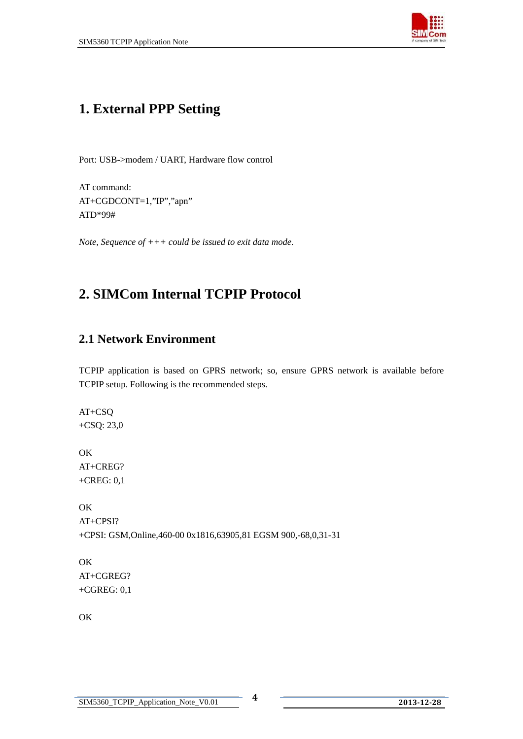# 1. External PPP Setting

Port: USB->modem / UART, Hardware flow control

AT command:
AT+CGDCONT=1,"IP","apn"
ATD*99#

*Note, Sequence of +++ could be issued to exit data mode.*

# 2. SIMCom Internal TCPIP Protocol

## 2.1 Network Environment

TCPIP application is based on GPRS network; so, ensure GPRS network is available before TCPIP setup. Following is the recommended steps.

```
AT+CSQ
+CSQ: 23,0

OK
AT+CREG?
+CREG: 0,1

OK
AT+CPSI?
+CPSI: GSM,Online,460-00 0x1816,63905,81 EGSM 900,-68,0,31-31

OK
AT+CGREG?
+CGREG: 0,1

OK
```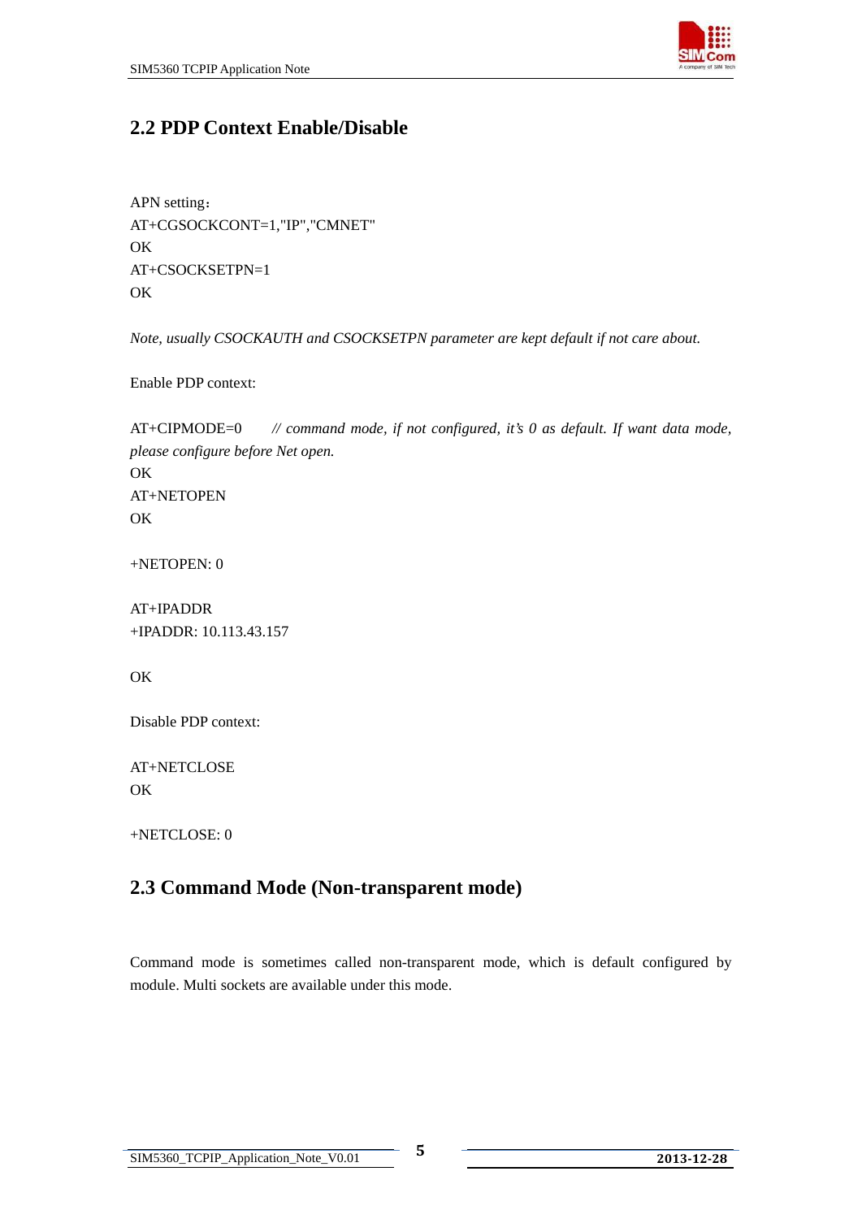## 2.2 PDP Context Enable/Disable

APN setting：
AT+CGSOCKCONT=1,"IP","CMNET"
OK
AT+CSOCKSETPN=1
OK

*Note, usually CSOCKAUTH and CSOCKSETPN parameter are kept default if not care about.*

Enable PDP context:

AT+CIPMODE=0 *// command mode, if not configured, it's 0 as default. If want data mode, please configure before Net open.*
OK
AT+NETOPEN
OK

+NETOPEN: 0

AT+IPADDR
+IPADDR: 10.113.43.157

OK

Disable PDP context:

AT+NETCLOSE
OK

+NETCLOSE: 0

## 2.3 Command Mode (Non-transparent mode)

Command mode is sometimes called non-transparent mode, which is default configured by module. Multi sockets are available under this mode.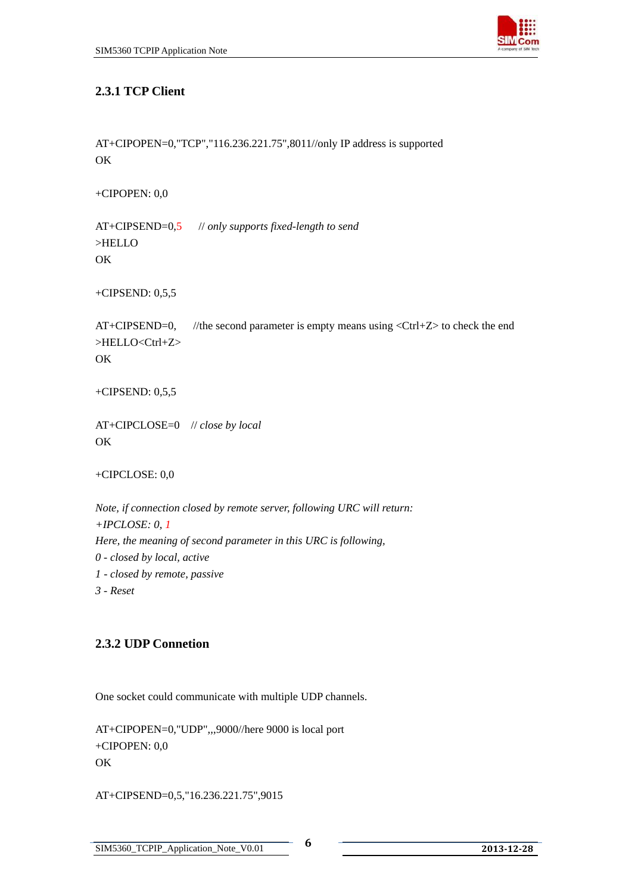### 2.3.1 TCP Client

AT+CIPOPEN=0,"TCP","116.236.221.75",8011//only IP address is supported
OK

+CIPOPEN: 0,0

AT+CIPSEND=0,5     *// only supports fixed-length to send*
>HELLO
OK

+CIPSEND: 0,5,5

AT+CIPSEND=0,     //the second parameter is empty means using <Ctrl+Z> to check the end
>HELLO<Ctrl+Z>
OK

+CIPSEND: 0,5,5

AT+CIPCLOSE=0    *// close by local*
OK

+CIPCLOSE: 0,0

*Note, if connection closed by remote server, following URC will return:*
*+IPCLOSE: 0, 1*
*Here, the meaning of second parameter in this URC is following,*
*0 - closed by local, active*
*1 - closed by remote, passive*
*3 - Reset*

### 2.3.2 UDP Connetion

One socket could communicate with multiple UDP channels.

AT+CIPOPEN=0,"UDP",,,9000//here 9000 is local port
+CIPOPEN: 0,0
OK

AT+CIPSEND=0,5,"16.236.221.75",9015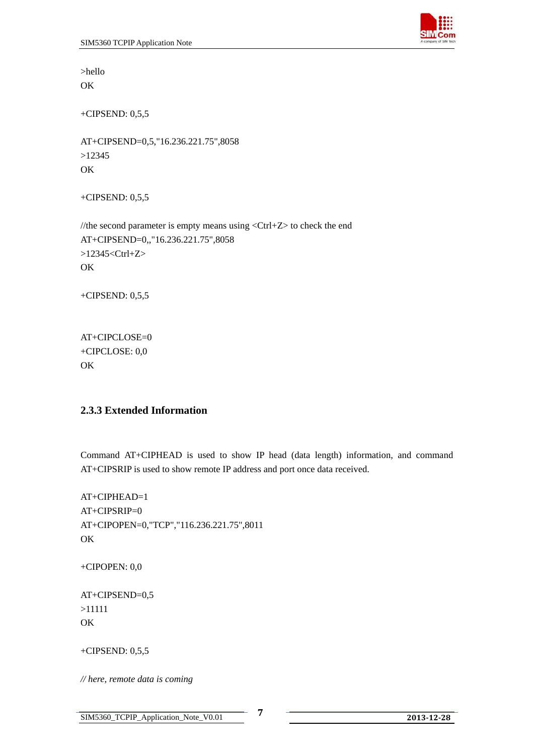```
>hello
OK

+CIPSEND: 0,5,5

AT+CIPSEND=0,5,"16.236.221.75",8058
>12345
OK

+CIPSEND: 0,5,5

//the second parameter is empty means using <Ctrl+Z> to check the end
AT+CIPSEND=0,,"16.236.221.75",8058
>12345<Ctrl+Z>
OK

+CIPSEND: 0,5,5


AT+CIPCLOSE=0
+CIPCLOSE: 0,0
OK
```

### 2.3.3 Extended Information

Command AT+CIPHEAD is used to show IP head (data length) information, and command AT+CIPSRIP is used to show remote IP address and port once data received.

```
AT+CIPHEAD=1
AT+CIPSRIP=0
AT+CIPOPEN=0,"TCP","116.236.221.75",8011
OK

+CIPOPEN: 0,0

AT+CIPSEND=0,5
>11111
OK

+CIPSEND: 0,5,5
```

*// here, remote data is coming*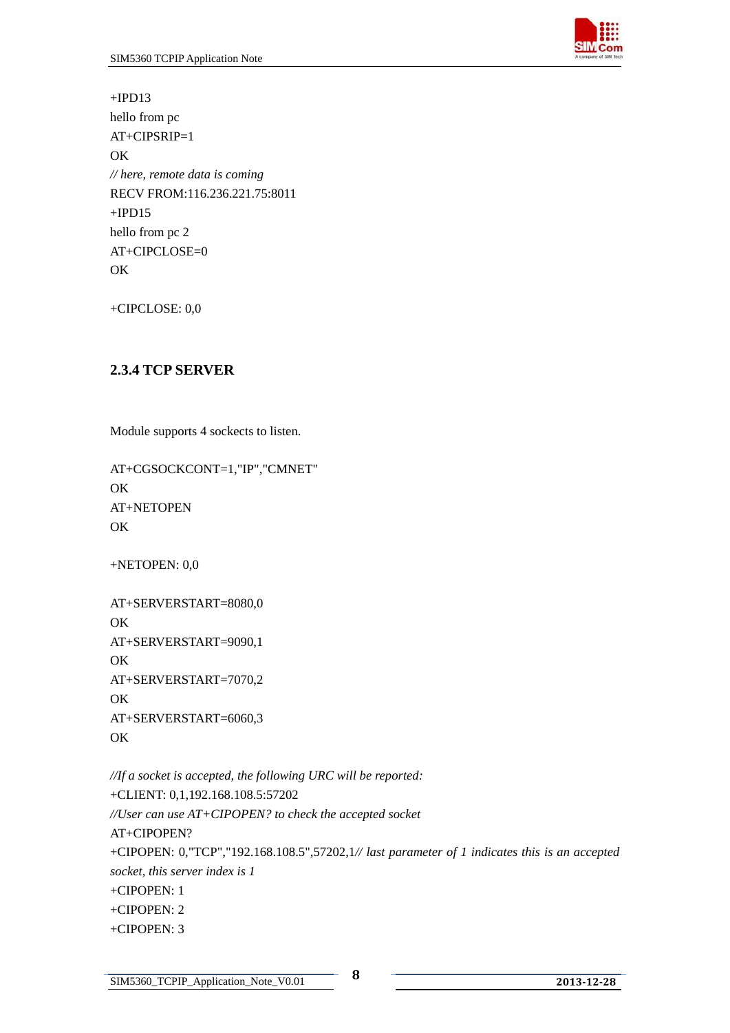+IPD13
hello from pc
AT+CIPSRIP=1
OK
*// here, remote data is coming*
RECV FROM:116.236.221.75:8011
+IPD15
hello from pc 2
AT+CIPCLOSE=0
OK

+CIPCLOSE: 0,0

### 2.3.4 TCP SERVER

Module supports 4 sockects to listen.

AT+CGSOCKCONT=1,"IP","CMNET"
OK
AT+NETOPEN
OK

+NETOPEN: 0,0

AT+SERVERSTART=8080,0
OK
AT+SERVERSTART=9090,1
OK
AT+SERVERSTART=7070,2
OK
AT+SERVERSTART=6060,3
OK

*//If a socket is accepted, the following URC will be reported:*
+CLIENT: 0,1,192.168.108.5:57202
*//User can use AT+CIPOPEN? to check the accepted socket*
AT+CIPOPEN?
+CIPOPEN: 0,"TCP","192.168.108.5",57202,1*// last parameter of 1 indicates this is an accepted socket, this server index is 1*
+CIPOPEN: 1
+CIPOPEN: 2
+CIPOPEN: 3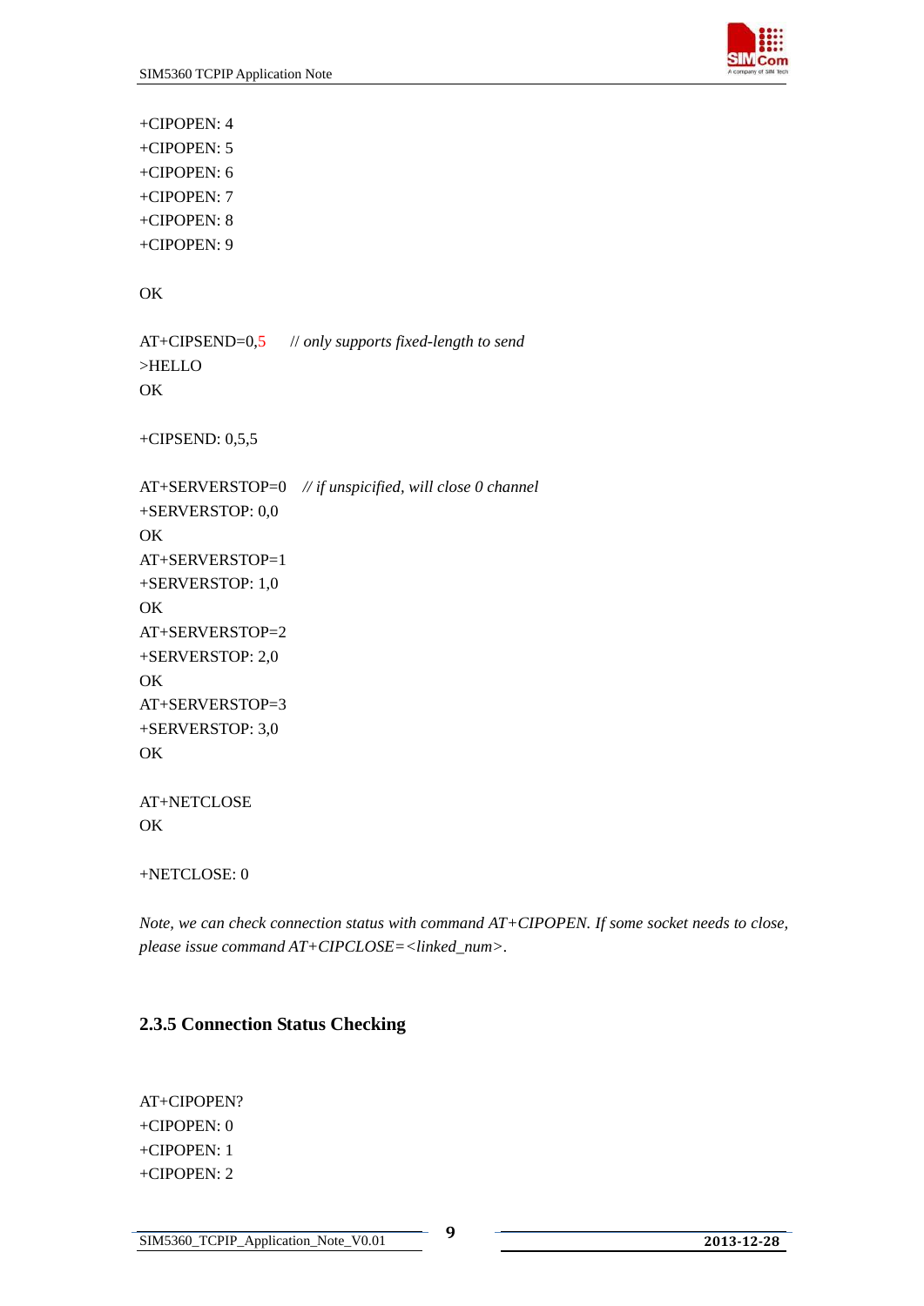```
+CIPOPEN: 4
+CIPOPEN: 5
+CIPOPEN: 6
+CIPOPEN: 7
+CIPOPEN: 8
+CIPOPEN: 9

OK

AT+CIPSEND=0,5     // only supports fixed-length to send
>HELLO
OK

+CIPSEND: 0,5,5

AT+SERVERSTOP=0    // if unspicified, will close 0 channel
+SERVERSTOP: 0,0
OK
AT+SERVERSTOP=1
+SERVERSTOP: 1,0
OK
AT+SERVERSTOP=2
+SERVERSTOP: 2,0
OK
AT+SERVERSTOP=3
+SERVERSTOP: 3,0
OK

AT+NETCLOSE
OK

+NETCLOSE: 0
```

*Note, we can check connection status with command AT+CIPOPEN. If some socket needs to close, please issue command AT+CIPCLOSE=<linked_num>.*

### 2.3.5 Connection Status Checking

```
AT+CIPOPEN?
+CIPOPEN: 0
+CIPOPEN: 1
+CIPOPEN: 2
```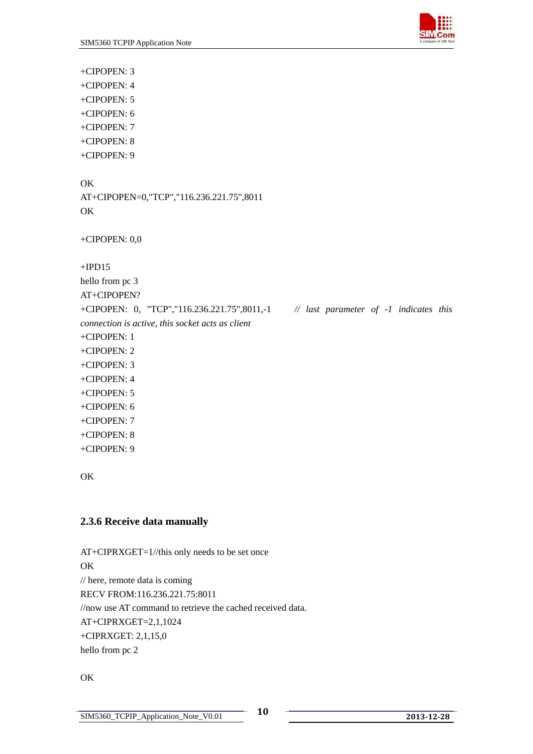+CIPOPEN: 3
+CIPOPEN: 4
+CIPOPEN: 5
+CIPOPEN: 6
+CIPOPEN: 7
+CIPOPEN: 8
+CIPOPEN: 9

OK
AT+CIPOPEN=0,"TCP","116.236.221.75",8011
OK

+CIPOPEN: 0,0

+IPD15
hello from pc 3
AT+CIPOPEN?
+CIPOPEN: 0, "TCP","116.236.221.75",8011,-1 *// last parameter of -1 indicates this connection is active, this socket acts as client*
+CIPOPEN: 1
+CIPOPEN: 2
+CIPOPEN: 3
+CIPOPEN: 4
+CIPOPEN: 5
+CIPOPEN: 6
+CIPOPEN: 7
+CIPOPEN: 8
+CIPOPEN: 9

OK

### 2.3.6 Receive data manually

AT+CIPRXGET=1//this only needs to be set once
OK
// here, remote data is coming
RECV FROM:116.236.221.75:8011
//now use AT command to retrieve the cached received data.
AT+CIPRXGET=2,1,1024
+CIPRXGET: 2,1,15,0
hello from pc 2

OK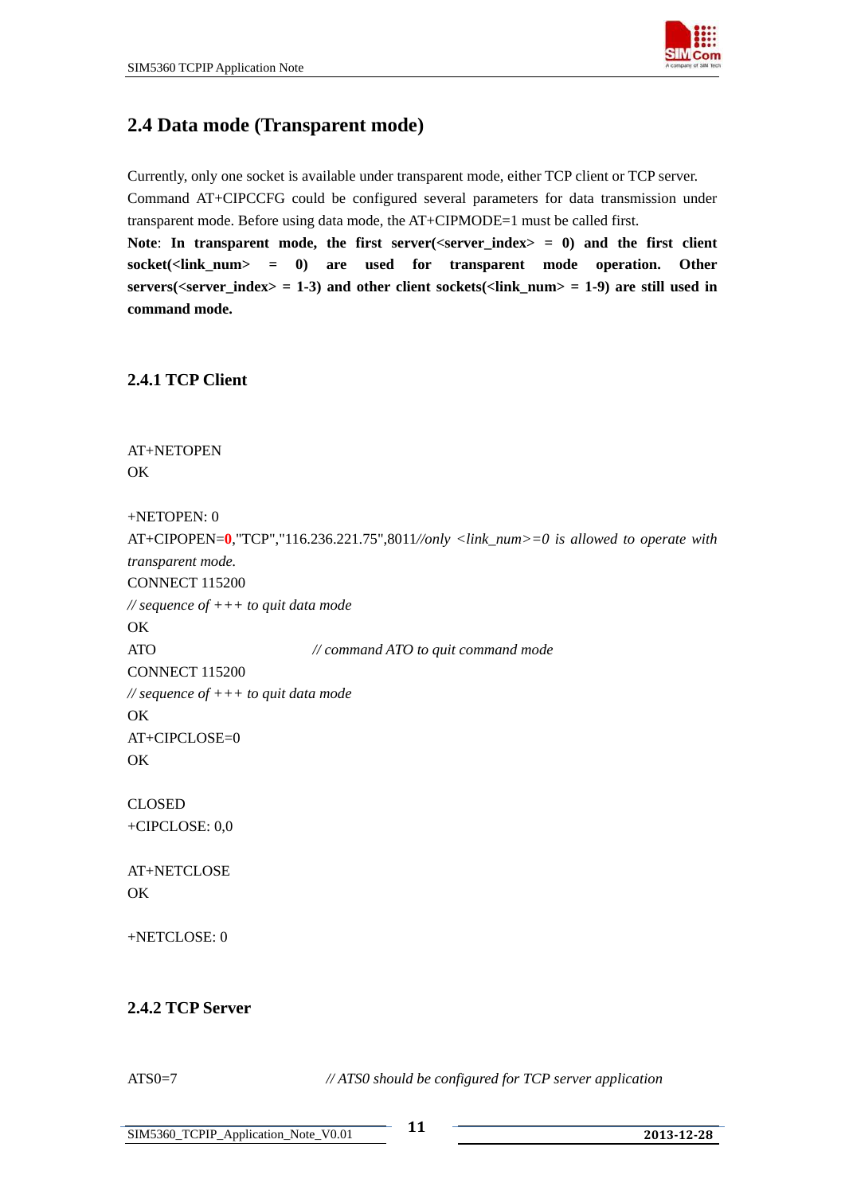## 2.4 Data mode (Transparent mode)

Currently, only one socket is available under transparent mode, either TCP client or TCP server. Command AT+CIPCCFG could be configured several parameters for data transmission under transparent mode. Before using data mode, the AT+CIPMODE=1 must be called first.

**Note**: **In transparent mode, the first server(<server_index> = 0) and the first client socket(<link_num> = 0) are used for transparent mode operation. Other servers(<server_index> = 1-3) and other client sockets(<link_num> = 1-9) are still used in command mode.**

### 2.4.1 TCP Client

AT+NETOPEN
OK

+NETOPEN: 0
AT+CIPOPEN=**0**,"TCP","116.236.221.75",8011*//only <link_num>=0 is allowed to operate with transparent mode.*
CONNECT 115200
*// sequence of +++ to quit data mode*
OK
ATO *// command ATO to quit command mode*
CONNECT 115200
*// sequence of +++ to quit data mode*
OK
AT+CIPCLOSE=0
OK

CLOSED
+CIPCLOSE: 0,0

AT+NETCLOSE
OK

+NETCLOSE: 0

### 2.4.2 TCP Server

ATS0=7 *// ATS0 should be configured for TCP server application*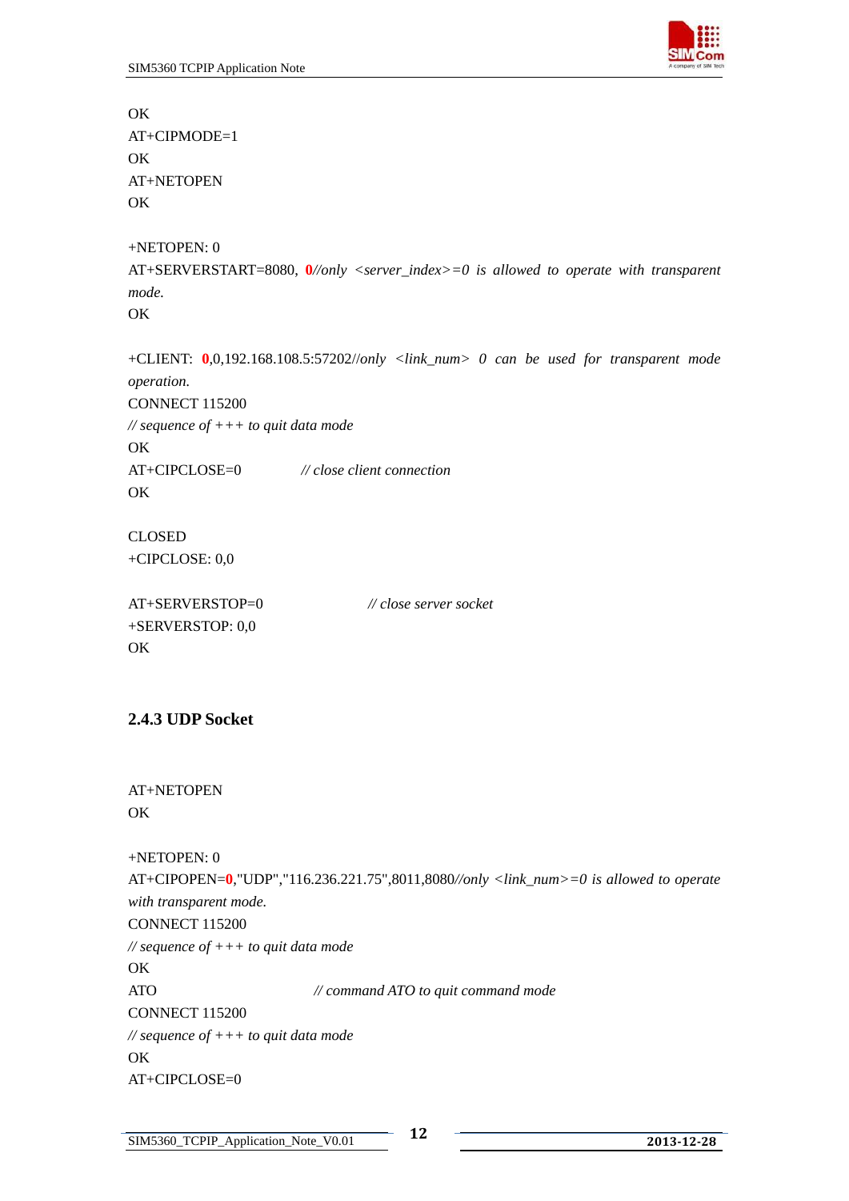OK
AT+CIPMODE=1
OK
AT+NETOPEN
OK

+NETOPEN: 0
AT+SERVERSTART=8080, **0**//*only <server_index>=0 is allowed to operate with transparent mode.*
OK

+CLIENT: **0**,0,192.168.108.5:57202//*only <link_num> 0 can be used for transparent mode operation.*
CONNECT 115200
*// sequence of +++ to quit data mode*
OK
AT+CIPCLOSE=0 *// close client connection*
OK

CLOSED
+CIPCLOSE: 0,0

AT+SERVERSTOP=0 *// close server socket*
+SERVERSTOP: 0,0
OK

### 2.4.3 UDP Socket

AT+NETOPEN
OK

+NETOPEN: 0
AT+CIPOPEN=**0**,"UDP","116.236.221.75",8011,8080*//only <link_num>=0 is allowed to operate with transparent mode.*
CONNECT 115200
*// sequence of +++ to quit data mode*
OK
ATO *// command ATO to quit command mode*
CONNECT 115200
*// sequence of +++ to quit data mode*
OK
AT+CIPCLOSE=0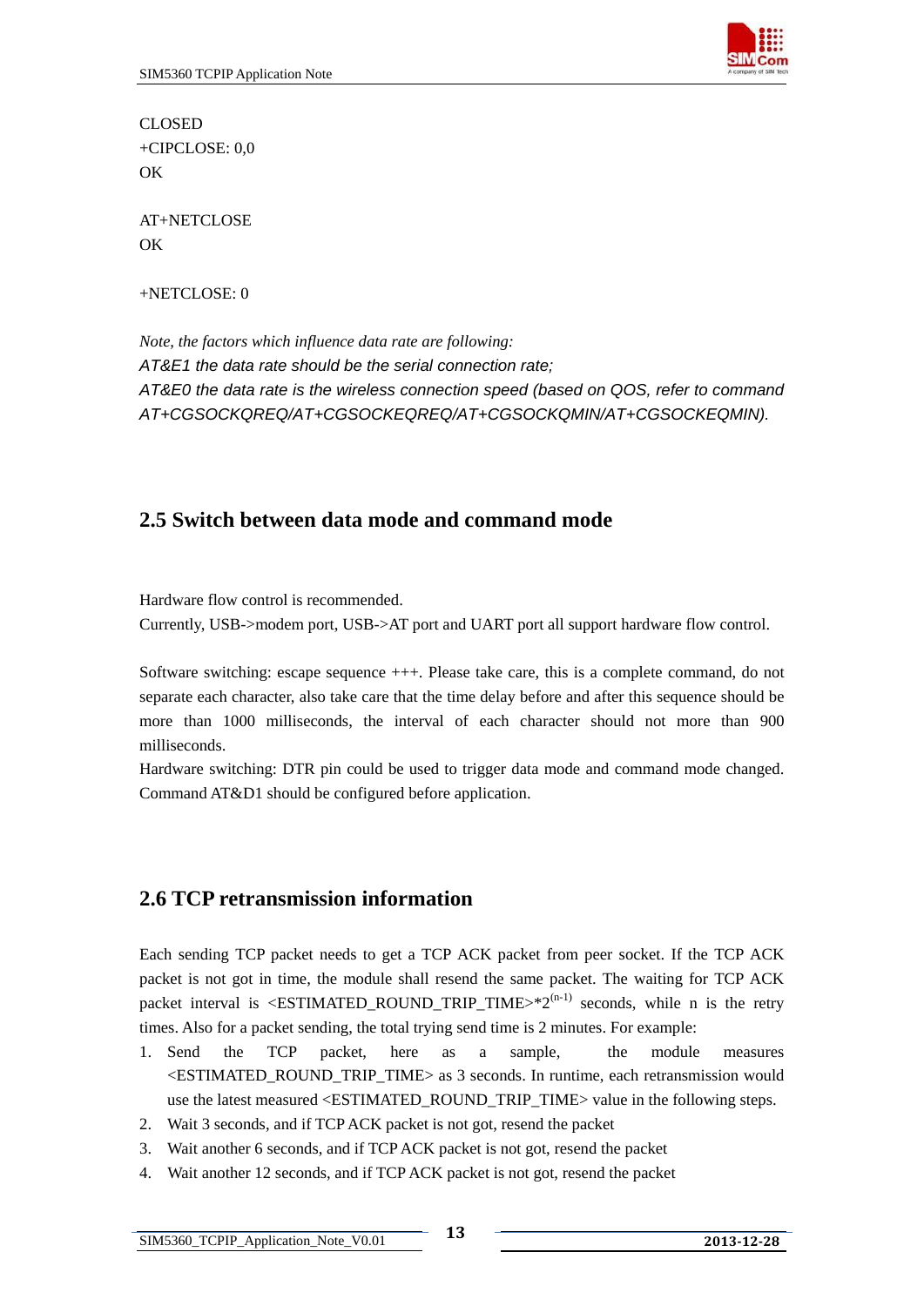CLOSED
+CIPCLOSE: 0,0
OK

AT+NETCLOSE
OK

+NETCLOSE: 0

*Note, the factors which influence data rate are following:*
*AT&E1 the data rate should be the serial connection rate;*
*AT&E0 the data rate is the wireless connection speed (based on QOS, refer to command AT+CGSOCKQREQ/AT+CGSOCKEQREQ/AT+CGSOCKQMIN/AT+CGSOCKEQMIN).*

## 2.5 Switch between data mode and command mode

Hardware flow control is recommended.
Currently, USB->modem port, USB->AT port and UART port all support hardware flow control.

Software switching: escape sequence +++. Please take care, this is a complete command, do not separate each character, also take care that the time delay before and after this sequence should be more than 1000 milliseconds, the interval of each character should not more than 900 milliseconds.
Hardware switching: DTR pin could be used to trigger data mode and command mode changed. Command AT&D1 should be configured before application.

## 2.6 TCP retransmission information

Each sending TCP packet needs to get a TCP ACK packet from peer socket. If the TCP ACK packet is not got in time, the module shall resend the same packet. The waiting for TCP ACK packet interval is <ESTIMATED_ROUND_TRIP_TIME>$*2^{(n-1)}$ seconds, while n is the retry times. Also for a packet sending, the total trying send time is 2 minutes. For example:

1. Send the TCP packet, here as a sample, the module measures <ESTIMATED_ROUND_TRIP_TIME> as 3 seconds. In runtime, each retransmission would use the latest measured <ESTIMATED_ROUND_TRIP_TIME> value in the following steps.
2. Wait 3 seconds, and if TCP ACK packet is not got, resend the packet
3. Wait another 6 seconds, and if TCP ACK packet is not got, resend the packet
4. Wait another 12 seconds, and if TCP ACK packet is not got, resend the packet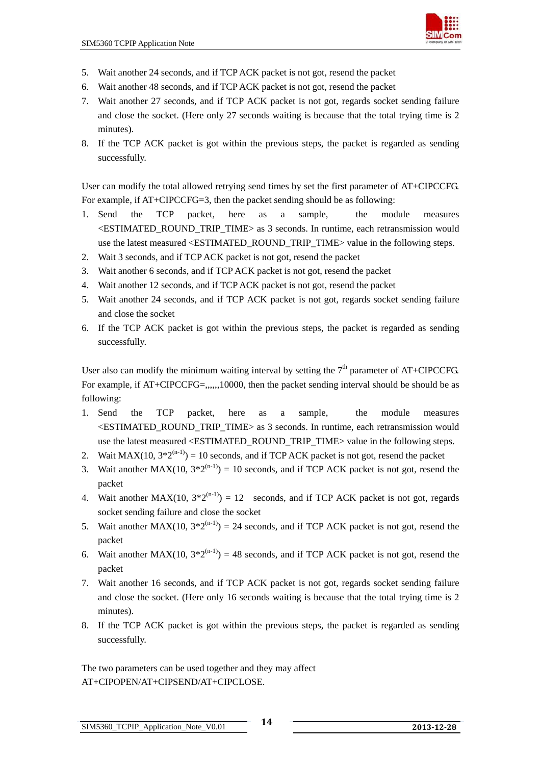5. Wait another 24 seconds, and if TCP ACK packet is not got, resend the packet
6. Wait another 48 seconds, and if TCP ACK packet is not got, resend the packet
7. Wait another 27 seconds, and if TCP ACK packet is not got, regards socket sending failure and close the socket. (Here only 27 seconds waiting is because that the total trying time is 2 minutes).
8. If the TCP ACK packet is got within the previous steps, the packet is regarded as sending successfully.

User can modify the total allowed retrying send times by set the first parameter of AT+CIPCCFG. For example, if AT+CIPCCFG=3, then the packet sending should be as following:

1. Send the TCP packet, here as a sample, the module measures <ESTIMATED_ROUND_TRIP_TIME> as 3 seconds. In runtime, each retransmission would use the latest measured <ESTIMATED_ROUND_TRIP_TIME> value in the following steps.
2. Wait 3 seconds, and if TCP ACK packet is not got, resend the packet
3. Wait another 6 seconds, and if TCP ACK packet is not got, resend the packet
4. Wait another 12 seconds, and if TCP ACK packet is not got, resend the packet
5. Wait another 24 seconds, and if TCP ACK packet is not got, regards socket sending failure and close the socket
6. If the TCP ACK packet is got within the previous steps, the packet is regarded as sending successfully.

User also can modify the minimum waiting interval by setting the 7th parameter of AT+CIPCCFG. For example, if AT+CIPCCFG=,,,,,,10000, then the packet sending interval should be should be as following:

1. Send the TCP packet, here as a sample, the module measures <ESTIMATED_ROUND_TRIP_TIME> as 3 seconds. In runtime, each retransmission would use the latest measured <ESTIMATED_ROUND_TRIP_TIME> value in the following steps.
2. Wait MAX(10, $3*2^{(n-1)}$) = 10 seconds, and if TCP ACK packet is not got, resend the packet
3. Wait another MAX(10, $3*2^{(n-1)}$) = 10 seconds, and if TCP ACK packet is not got, resend the packet
4. Wait another MAX(10, $3*2^{(n-1)}$) = 12 seconds, and if TCP ACK packet is not got, regards socket sending failure and close the socket
5. Wait another MAX(10, $3*2^{(n-1)}$) = 24 seconds, and if TCP ACK packet is not got, resend the packet
6. Wait another MAX(10, $3*2^{(n-1)}$) = 48 seconds, and if TCP ACK packet is not got, resend the packet
7. Wait another 16 seconds, and if TCP ACK packet is not got, regards socket sending failure and close the socket. (Here only 16 seconds waiting is because that the total trying time is 2 minutes).
8. If the TCP ACK packet is got within the previous steps, the packet is regarded as sending successfully.

The two parameters can be used together and they may affect AT+CIPOPEN/AT+CIPSEND/AT+CIPCLOSE.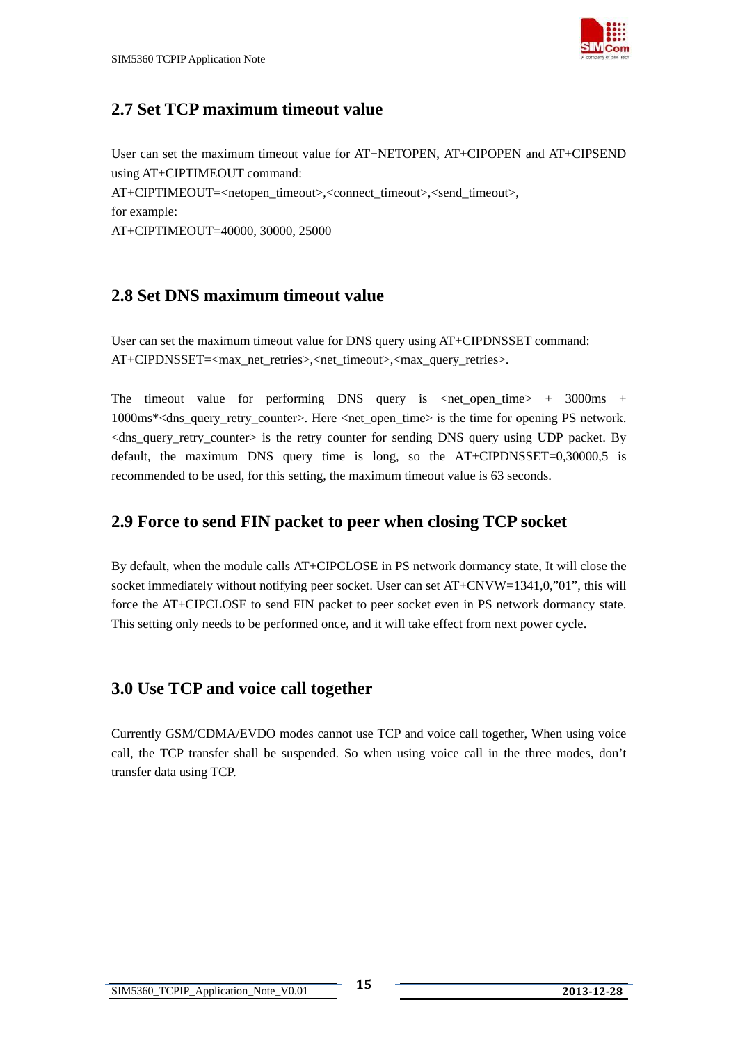## 2.7 Set TCP maximum timeout value

User can set the maximum timeout value for AT+NETOPEN, AT+CIPOPEN and AT+CIPSEND using AT+CIPTIMEOUT command:
AT+CIPTIMEOUT=<netopen_timeout>,<connect_timeout>,<send_timeout>,
for example:
AT+CIPTIMEOUT=40000, 30000, 25000

## 2.8 Set DNS maximum timeout value

User can set the maximum timeout value for DNS query using AT+CIPDNSSET command:
AT+CIPDNSSET=<max_net_retries>,<net_timeout>,<max_query_retries>.

The timeout value for performing DNS query is <net_open_time> + 3000ms + 1000ms*<dns_query_retry_counter>. Here <net_open_time> is the time for opening PS network. <dns_query_retry_counter> is the retry counter for sending DNS query using UDP packet. By default, the maximum DNS query time is long, so the AT+CIPDNSSET=0,30000,5 is recommended to be used, for this setting, the maximum timeout value is 63 seconds.

## 2.9 Force to send FIN packet to peer when closing TCP socket

By default, when the module calls AT+CIPCLOSE in PS network dormancy state, It will close the socket immediately without notifying peer socket. User can set AT+CNVW=1341,0,"01", this will force the AT+CIPCLOSE to send FIN packet to peer socket even in PS network dormancy state. This setting only needs to be performed once, and it will take effect from next power cycle.

## 3.0 Use TCP and voice call together

Currently GSM/CDMA/EVDO modes cannot use TCP and voice call together, When using voice call, the TCP transfer shall be suspended. So when using voice call in the three modes, don't transfer data using TCP.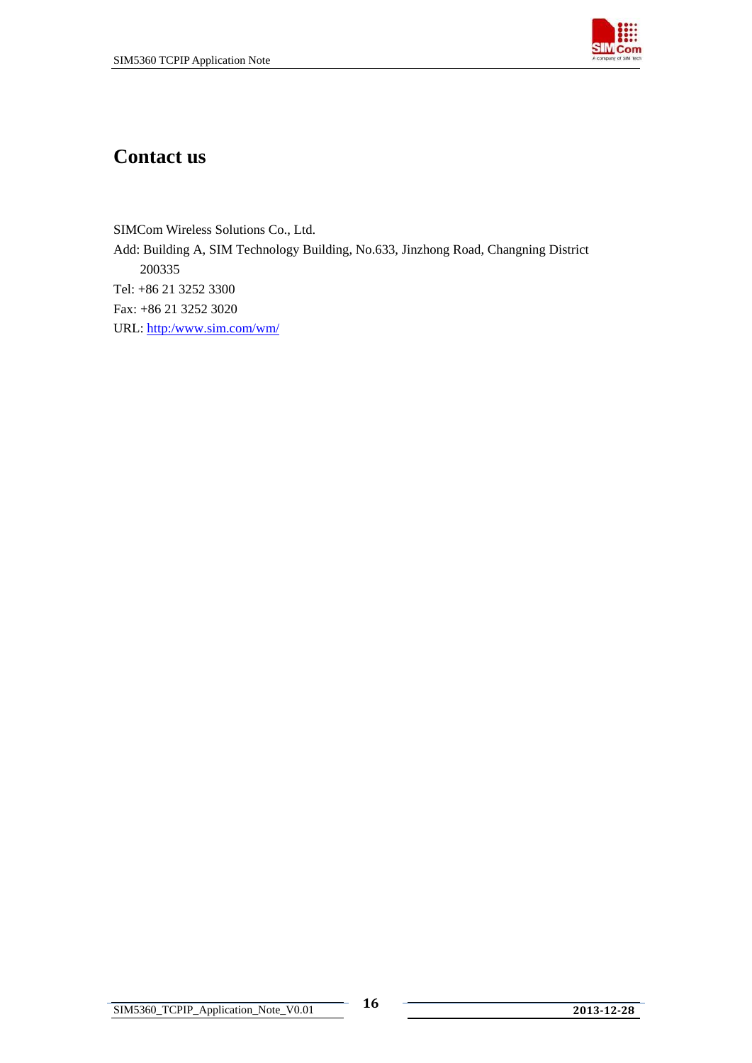# Contact us

SIMCom Wireless Solutions Co., Ltd.

Add: Building A, SIM Technology Building, No.633, Jinzhong Road, Changning District 200335

Tel: +86 21 3252 3300

Fax: +86 21 3252 3020

URL: http:/www.sim.com/wm/